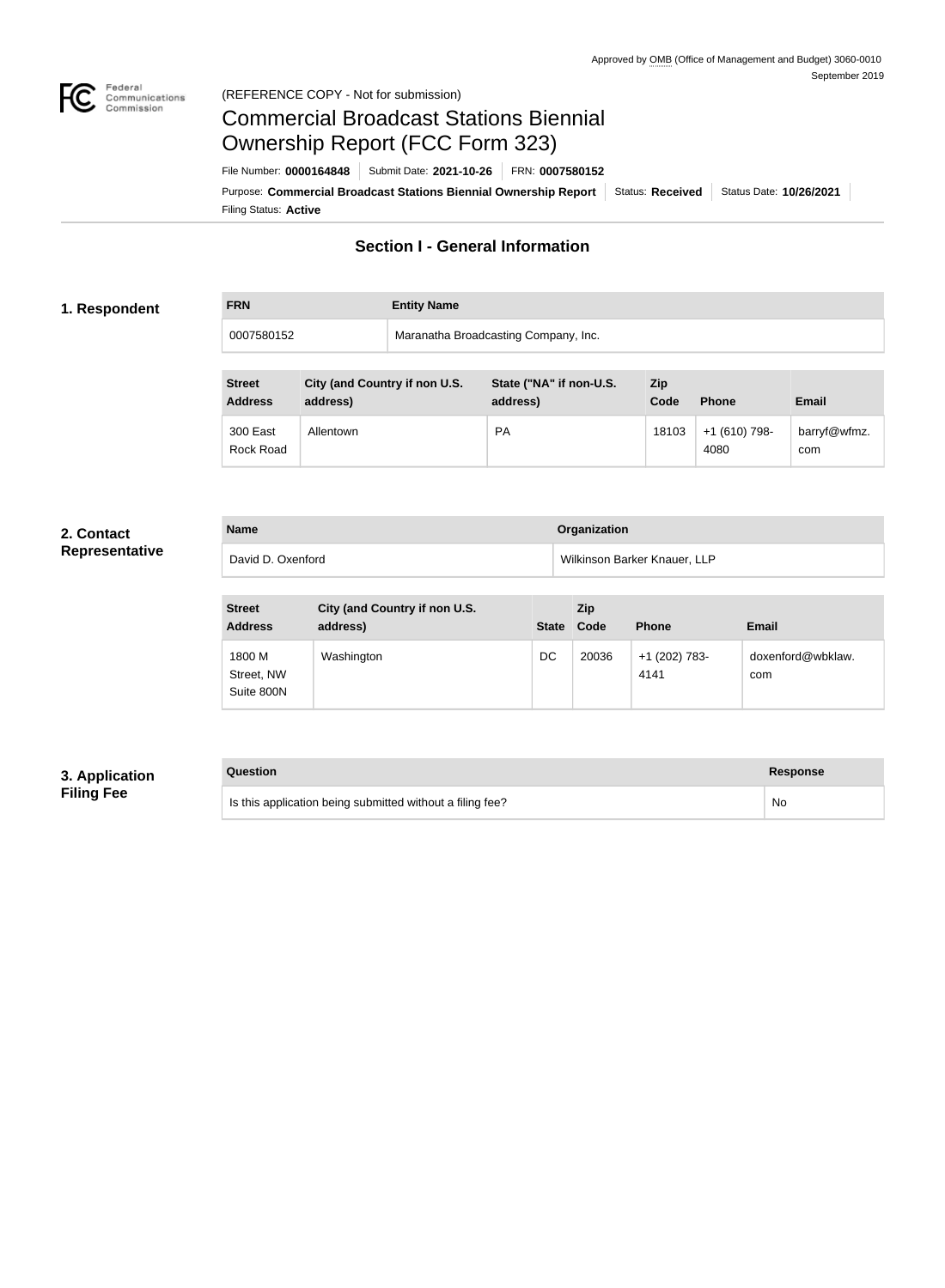Approved by OMB (Office of Management and Budget) 3060-0010
September 2019

(REFERENCE COPY - Not for submission)

# Commercial Broadcast Stations Biennial Ownership Report (FCC Form 323)

File Number: **0000164848** | Submit Date: **2021-10-26** | FRN: **0007580152**

Purpose: **Commercial Broadcast Stations Biennial Ownership Report** | Status: **Received** | Status Date: **10/26/2021**

Filing Status: **Active**

## Section I - General Information

### 1. Respondent

| FRN | Entity Name |
|---|---|
| 0007580152 | Maranatha Broadcasting Company, Inc. |

| Street Address | City (and Country if non U.S. address) | State ("NA" if non-U.S. address) | Zip Code | Phone | Email |
|---|---|---|---|---|---|
| 300 East Rock Road | Allentown | PA | 18103 | +1 (610) 798-4080 | barryf@wfmz.com |

### 2. Contact Representative

| Name | Organization |
|---|---|
| David D. Oxenford | Wilkinson Barker Knauer, LLP |

| Street Address | City (and Country if non U.S. address) | State | Zip Code | Phone | Email |
|---|---|---|---|---|---|
| 1800 M Street, NW Suite 800N | Washington | DC | 20036 | +1 (202) 783-4141 | doxenford@wbklaw.com |

### 3. Application Filing Fee

| Question | Response |
|---|---|
| Is this application being submitted without a filing fee? | No |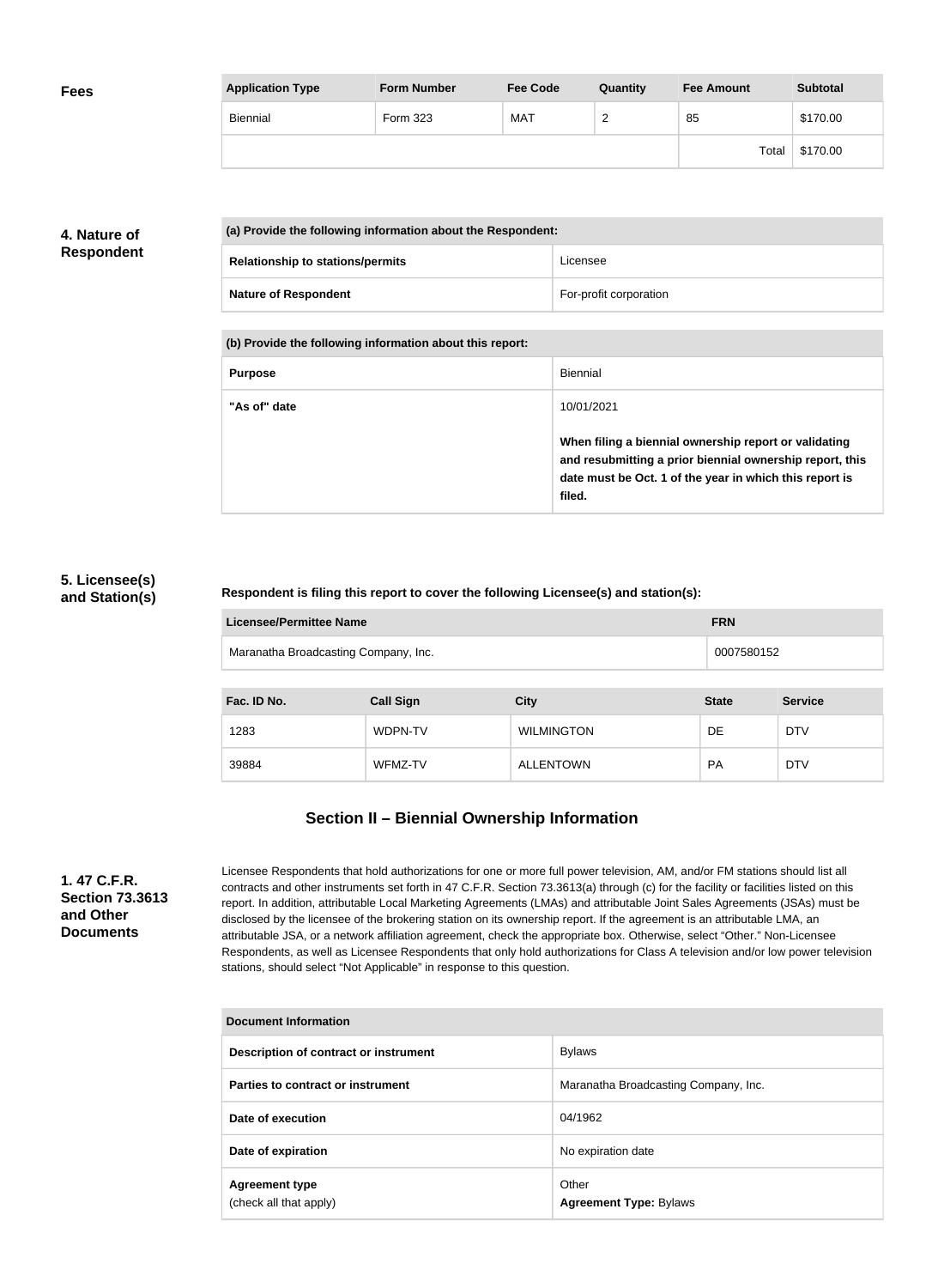## Fees

| Application Type | Form Number | Fee Code | Quantity | Fee Amount | Subtotal |
|---|---|---|---|---|---|
| Biennial | Form 323 | MAT | 2 | 85 | $170.00 |
| | | | | Total | $170.00 |

## 4. Nature of Respondent

| (a) Provide the following information about the Respondent: | |
|---|---|
| **Relationship to stations/permits** | Licensee |
| **Nature of Respondent** | For-profit corporation |

| (b) Provide the following information about this report: | |
|---|---|
| **Purpose** | Biennial |
| **"As of" date** | 10/01/2021<br><br>**When filing a biennial ownership report or validating and resubmitting a prior biennial ownership report, this date must be Oct. 1 of the year in which this report is filed.** |

## 5. Licensee(s) and Station(s)

**Respondent is filing this report to cover the following Licensee(s) and station(s):**

| Licensee/Permittee Name | FRN |
|---|---|
| Maranatha Broadcasting Company, Inc. | 0007580152 |

| Fac. ID No. | Call Sign | City | State | Service |
|---|---|---|---|---|
| 1283 | WDPN-TV | WILMINGTON | DE | DTV |
| 39884 | WFMZ-TV | ALLENTOWN | PA | DTV |

# Section II – Biennial Ownership Information

## 1. 47 C.F.R. Section 73.3613 and Other Documents

Licensee Respondents that hold authorizations for one or more full power television, AM, and/or FM stations should list all contracts and other instruments set forth in 47 C.F.R. Section 73.3613(a) through (c) for the facility or facilities listed on this report. In addition, attributable Local Marketing Agreements (LMAs) and attributable Joint Sales Agreements (JSAs) must be disclosed by the licensee of the brokering station on its ownership report. If the agreement is an attributable LMA, an attributable JSA, or a network affiliation agreement, check the appropriate box. Otherwise, select "Other." Non-Licensee Respondents, as well as Licensee Respondents that only hold authorizations for Class A television and/or low power television stations, should select "Not Applicable" in response to this question.

| Document Information | |
|---|---|
| **Description of contract or instrument** | Bylaws |
| **Parties to contract or instrument** | Maranatha Broadcasting Company, Inc. |
| **Date of execution** | 04/1962 |
| **Date of expiration** | No expiration date |
| **Agreement type**<br>(check all that apply) | Other<br>**Agreement Type:** Bylaws |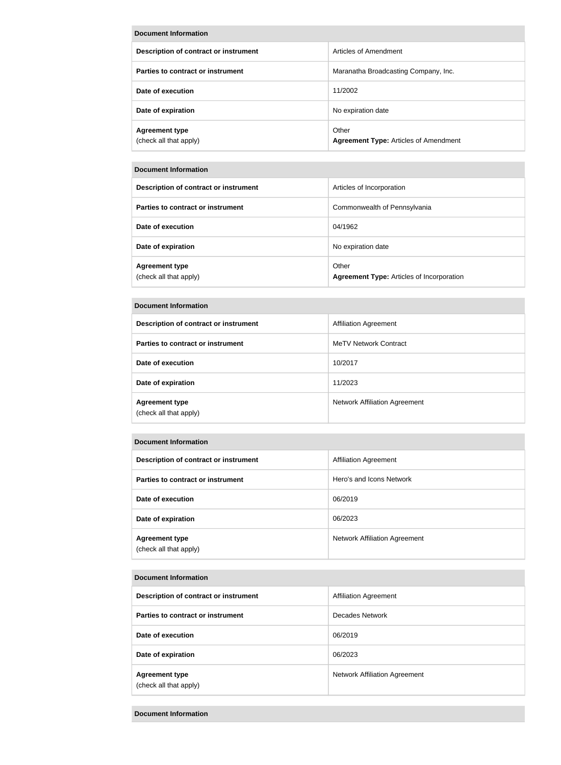| Document Information | |
|---|---|
| **Description of contract or instrument** | Articles of Amendment |
| **Parties to contract or instrument** | Maranatha Broadcasting Company, Inc. |
| **Date of execution** | 11/2002 |
| **Date of expiration** | No expiration date |
| **Agreement type** (check all that apply) | Other **Agreement Type:** Articles of Amendment |

| Document Information | |
|---|---|
| **Description of contract or instrument** | Articles of Incorporation |
| **Parties to contract or instrument** | Commonwealth of Pennsylvania |
| **Date of execution** | 04/1962 |
| **Date of expiration** | No expiration date |
| **Agreement type** (check all that apply) | Other **Agreement Type:** Articles of Incorporation |

| Document Information | |
|---|---|
| **Description of contract or instrument** | Affiliation Agreement |
| **Parties to contract or instrument** | MeTV Network Contract |
| **Date of execution** | 10/2017 |
| **Date of expiration** | 11/2023 |
| **Agreement type** (check all that apply) | Network Affiliation Agreement |

| Document Information | |
|---|---|
| **Description of contract or instrument** | Affiliation Agreement |
| **Parties to contract or instrument** | Hero's and Icons Network |
| **Date of execution** | 06/2019 |
| **Date of expiration** | 06/2023 |
| **Agreement type** (check all that apply) | Network Affiliation Agreement |

| Document Information | |
|---|---|
| **Description of contract or instrument** | Affiliation Agreement |
| **Parties to contract or instrument** | Decades Network |
| **Date of execution** | 06/2019 |
| **Date of expiration** | 06/2023 |
| **Agreement type** (check all that apply) | Network Affiliation Agreement |

| Document Information |
|---|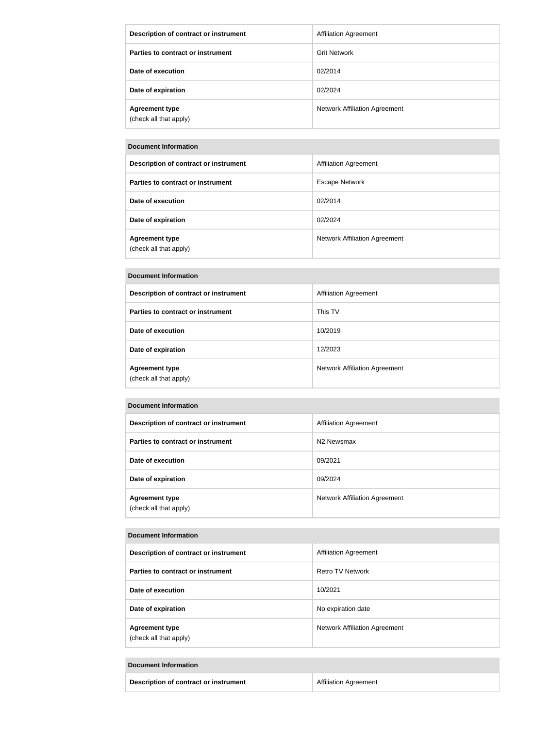| Description of contract or instrument | Affiliation Agreement |
| --- | --- |
| Parties to contract or instrument | Grit Network |
| Date of execution | 02/2014 |
| Date of expiration | 02/2024 |
| **Agreement type** (check all that apply) | Network Affiliation Agreement |

| Document Information | |
| --- | --- |
| **Description of contract or instrument** | Affiliation Agreement |
| **Parties to contract or instrument** | Escape Network |
| **Date of execution** | 02/2014 |
| **Date of expiration** | 02/2024 |
| **Agreement type** (check all that apply) | Network Affiliation Agreement |

| Document Information | |
| --- | --- |
| **Description of contract or instrument** | Affiliation Agreement |
| **Parties to contract or instrument** | This TV |
| **Date of execution** | 10/2019 |
| **Date of expiration** | 12/2023 |
| **Agreement type** (check all that apply) | Network Affiliation Agreement |

| Document Information | |
| --- | --- |
| **Description of contract or instrument** | Affiliation Agreement |
| **Parties to contract or instrument** | N2 Newsmax |
| **Date of execution** | 09/2021 |
| **Date of expiration** | 09/2024 |
| **Agreement type** (check all that apply) | Network Affiliation Agreement |

| Document Information | |
| --- | --- |
| **Description of contract or instrument** | Affiliation Agreement |
| **Parties to contract or instrument** | Retro TV Network |
| **Date of execution** | 10/2021 |
| **Date of expiration** | No expiration date |
| **Agreement type** (check all that apply) | Network Affiliation Agreement |

| Document Information | |
| --- | --- |
| **Description of contract or instrument** | Affiliation Agreement |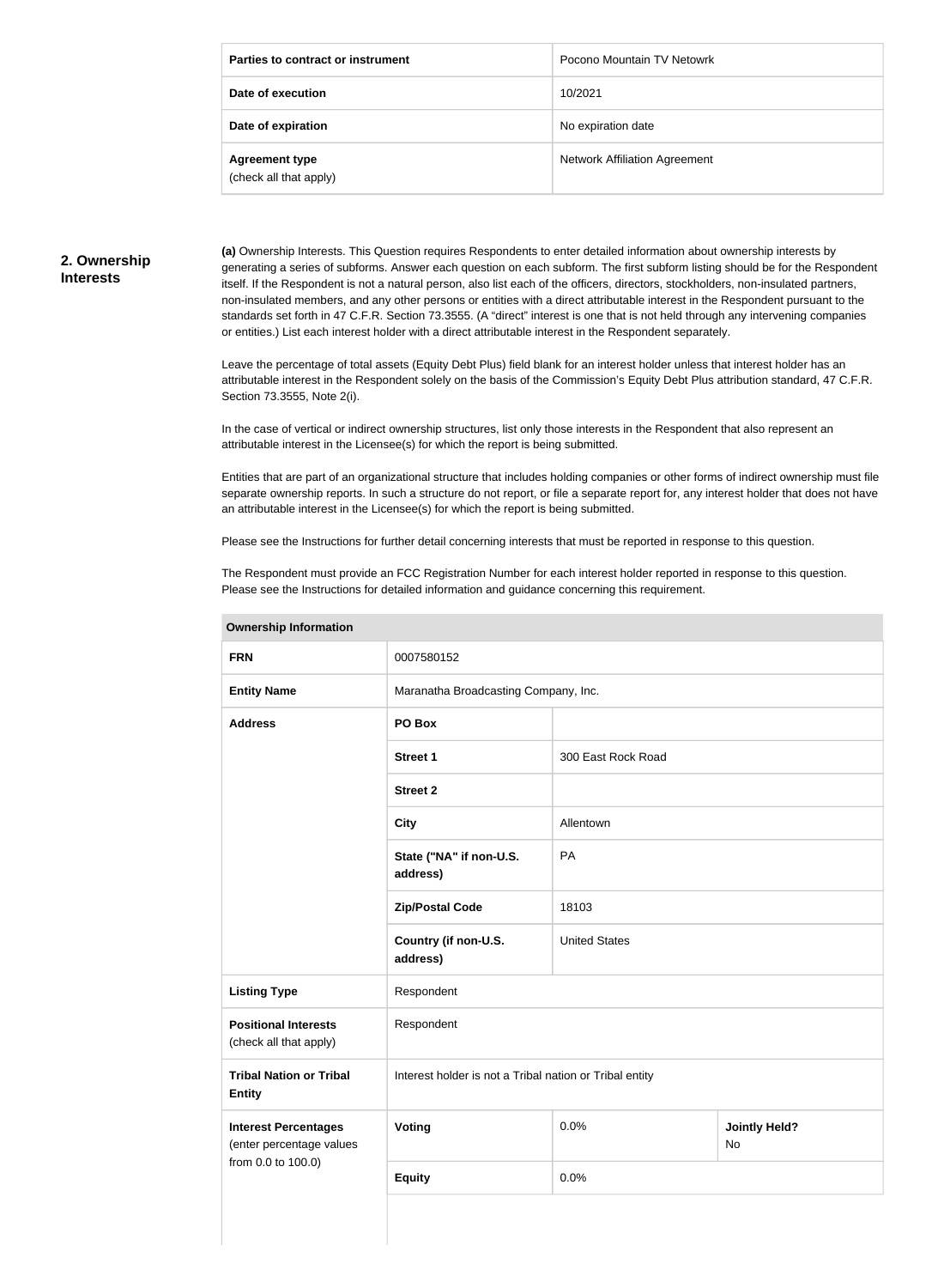| Parties to contract or instrument | Pocono Mountain TV Netowrk |
|---|---|
| Date of execution | 10/2021 |
| Date of expiration | No expiration date |
| Agreement type (check all that apply) | Network Affiliation Agreement |

## 2. Ownership Interests

**(a)** Ownership Interests. This Question requires Respondents to enter detailed information about ownership interests by generating a series of subforms. Answer each question on each subform. The first subform listing should be for the Respondent itself. If the Respondent is not a natural person, also list each of the officers, directors, stockholders, non-insulated partners, non-insulated members, and any other persons or entities with a direct attributable interest in the Respondent pursuant to the standards set forth in 47 C.F.R. Section 73.3555. (A "direct" interest is one that is not held through any intervening companies or entities.) List each interest holder with a direct attributable interest in the Respondent separately.

Leave the percentage of total assets (Equity Debt Plus) field blank for an interest holder unless that interest holder has an attributable interest in the Respondent solely on the basis of the Commission's Equity Debt Plus attribution standard, 47 C.F.R. Section 73.3555, Note 2(i).

In the case of vertical or indirect ownership structures, list only those interests in the Respondent that also represent an attributable interest in the Licensee(s) for which the report is being submitted.

Entities that are part of an organizational structure that includes holding companies or other forms of indirect ownership must file separate ownership reports. In such a structure do not report, or file a separate report for, any interest holder that does not have an attributable interest in the Licensee(s) for which the report is being submitted.

Please see the Instructions for further detail concerning interests that must be reported in response to this question.

The Respondent must provide an FCC Registration Number for each interest holder reported in response to this question. Please see the Instructions for detailed information and guidance concerning this requirement.

| Ownership Information | | | |
|---|---|---|---|
| **FRN** | 0007580152 | | |
| **Entity Name** | Maranatha Broadcasting Company, Inc. | | |
| **Address** | **PO Box** | | |
| | **Street 1** | 300 East Rock Road | |
| | **Street 2** | | |
| | **City** | Allentown | |
| | **State ("NA" if non-U.S. address)** | PA | |
| | **Zip/Postal Code** | 18103 | |
| | **Country (if non-U.S. address)** | United States | |
| **Listing Type** | Respondent | | |
| **Positional Interests** (check all that apply) | Respondent | | |
| **Tribal Nation or Tribal Entity** | Interest holder is not a Tribal nation or Tribal entity | | |
| **Interest Percentages** (enter percentage values from 0.0 to 100.0) | **Voting** | 0.0% | **Jointly Held?** No |
| | **Equity** | 0.0% | |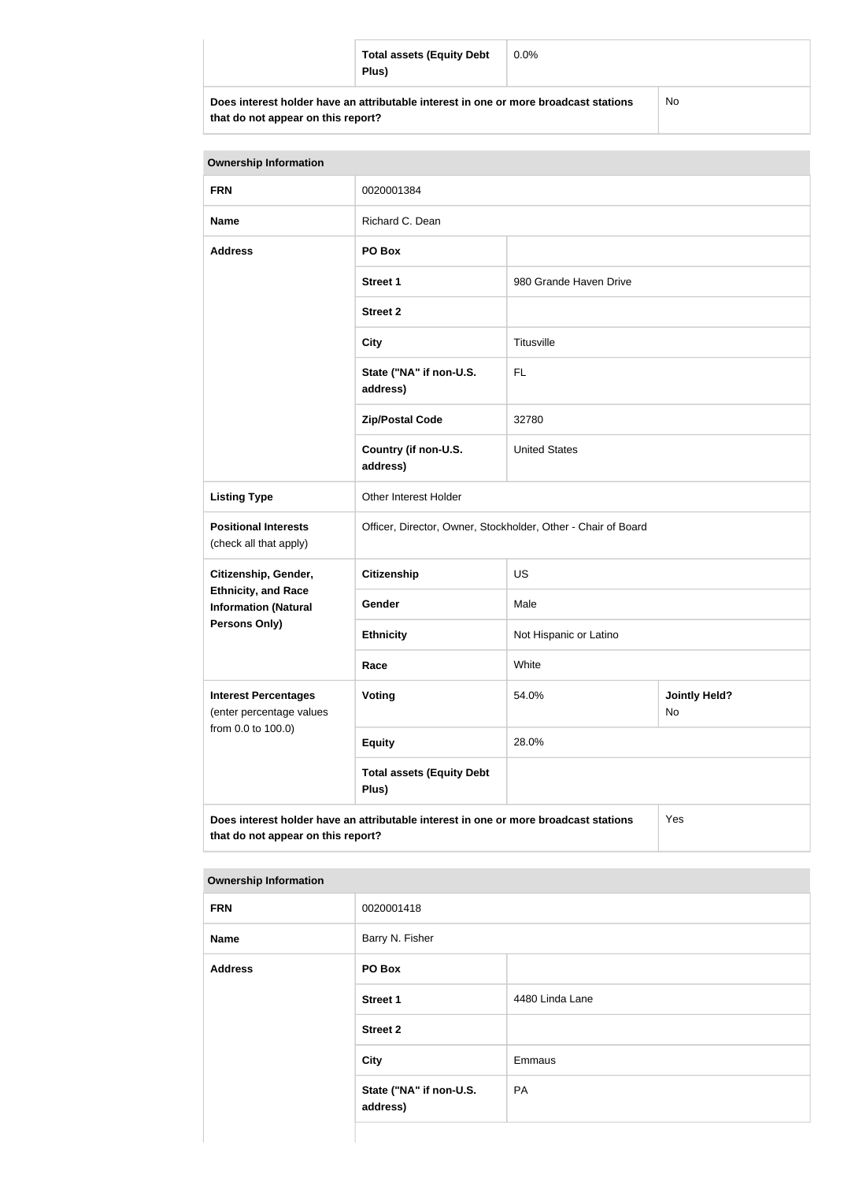| | | |
|---|---|---|
| | **Total assets (Equity Debt Plus)** | 0.0% |
| **Does interest holder have an attributable interest in one or more broadcast stations that do not appear on this report?** | | No |

| **Ownership Information** | | | |
|---|---|---|---|
| **FRN** | 0020001384 | | |
| **Name** | Richard C. Dean | | |
| **Address** | **PO Box** | | |
| | **Street 1** | 980 Grande Haven Drive | |
| | **Street 2** | | |
| | **City** | Titusville | |
| | **State ("NA" if non-U.S. address)** | FL | |
| | **Zip/Postal Code** | 32780 | |
| | **Country (if non-U.S. address)** | United States | |
| **Listing Type** | Other Interest Holder | | |
| **Positional Interests** (check all that apply) | Officer, Director, Owner, Stockholder, Other - Chair of Board | | |
| **Citizenship, Gender, Ethnicity, and Race Information (Natural Persons Only)** | **Citizenship** | US | |
| | **Gender** | Male | |
| | **Ethnicity** | Not Hispanic or Latino | |
| | **Race** | White | |
| **Interest Percentages** (enter percentage values from 0.0 to 100.0) | **Voting** | 54.0% | **Jointly Held?** No |
| | **Equity** | 28.0% | |
| | **Total assets (Equity Debt Plus)** | | |
| **Does interest holder have an attributable interest in one or more broadcast stations that do not appear on this report?** | | | Yes |

| **Ownership Information** | | |
|---|---|---|
| **FRN** | 0020001418 | |
| **Name** | Barry N. Fisher | |
| **Address** | **PO Box** | |
| | **Street 1** | 4480 Linda Lane |
| | **Street 2** | |
| | **City** | Emmaus |
| | **State ("NA" if non-U.S. address)** | PA |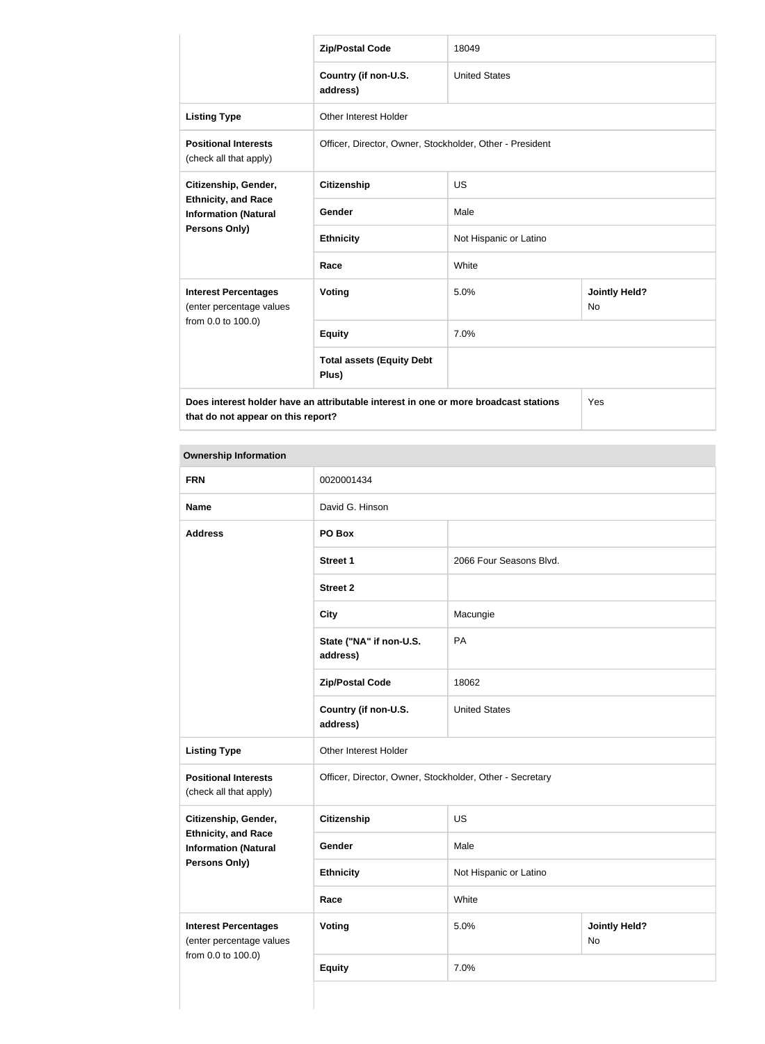| | | |
|---|---|---|
| | **Zip/Postal Code** | 18049 |
| | **Country (if non-U.S. address)** | United States |
| **Listing Type** | Other Interest Holder | |
| **Positional Interests** (check all that apply) | Officer, Director, Owner, Stockholder, Other - President | |

| | | | |
|---|---|---|---|
| **Citizenship, Gender, Ethnicity, and Race Information (Natural Persons Only)** | **Citizenship** | US | |
| | **Gender** | Male | |
| | **Ethnicity** | Not Hispanic or Latino | |
| | **Race** | White | |
| **Interest Percentages** (enter percentage values from 0.0 to 100.0) | **Voting** | 5.0% | **Jointly Held?** No |
| | **Equity** | 7.0% | |
| | **Total assets (Equity Debt Plus)** | | |

| | |
|---|---|
| **Does interest holder have an attributable interest in one or more broadcast stations that do not appear on this report?** | Yes |

**Ownership Information**

| | | |
|---|---|---|
| **FRN** | 0020001434 | |
| **Name** | David G. Hinson | |
| **Address** | **PO Box** | |
| | **Street 1** | 2066 Four Seasons Blvd. |
| | **Street 2** | |
| | **City** | Macungie |
| | **State ("NA" if non-U.S. address)** | PA |
| | **Zip/Postal Code** | 18062 |
| | **Country (if non-U.S. address)** | United States |
| **Listing Type** | Other Interest Holder | |
| **Positional Interests** (check all that apply) | Officer, Director, Owner, Stockholder, Other - Secretary | |

| | | | |
|---|---|---|---|
| **Citizenship, Gender, Ethnicity, and Race Information (Natural Persons Only)** | **Citizenship** | US | |
| | **Gender** | Male | |
| | **Ethnicity** | Not Hispanic or Latino | |
| | **Race** | White | |
| **Interest Percentages** (enter percentage values from 0.0 to 100.0) | **Voting** | 5.0% | **Jointly Held?** No |
| | **Equity** | 7.0% | |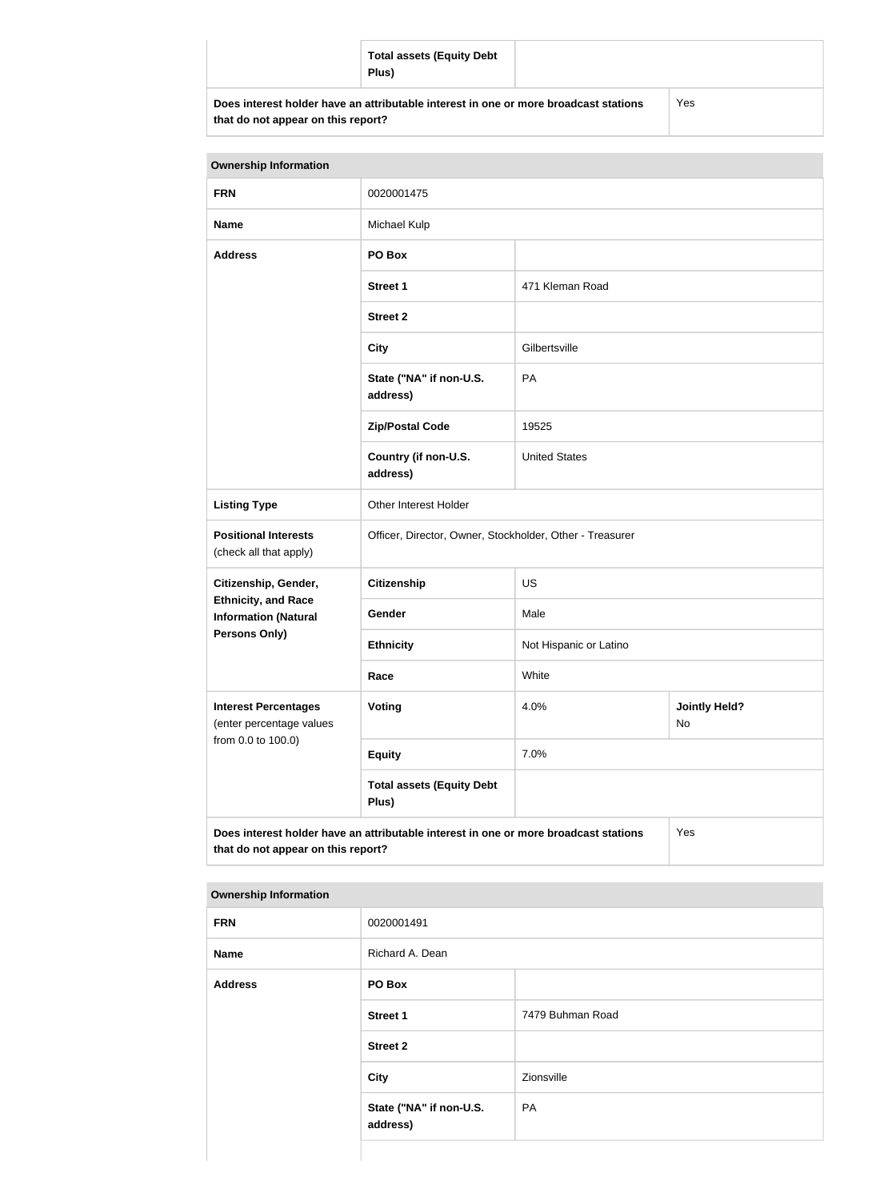| | Total assets (Equity Debt Plus) | |
|---|---|---|
| **Does interest holder have an attributable interest in one or more broadcast stations that do not appear on this report?** | | Yes |

| Ownership Information | | | |
|---|---|---|---|
| **FRN** | 0020001475 | | |
| **Name** | Michael Kulp | | |
| **Address** | **PO Box** | | |
| | **Street 1** | 471 Kleman Road | |
| | **Street 2** | | |
| | **City** | Gilbertsville | |
| | **State ("NA" if non-U.S. address)** | PA | |
| | **Zip/Postal Code** | 19525 | |
| | **Country (if non-U.S. address)** | United States | |
| **Listing Type** | Other Interest Holder | | |
| **Positional Interests** (check all that apply) | Officer, Director, Owner, Stockholder, Other - Treasurer | | |
| **Citizenship, Gender, Ethnicity, and Race Information (Natural Persons Only)** | **Citizenship** | US | |
| | **Gender** | Male | |
| | **Ethnicity** | Not Hispanic or Latino | |
| | **Race** | White | |
| **Interest Percentages** (enter percentage values from 0.0 to 100.0) | **Voting** | 4.0% | **Jointly Held?** No |
| | **Equity** | 7.0% | |
| | **Total assets (Equity Debt Plus)** | | |
| **Does interest holder have an attributable interest in one or more broadcast stations that do not appear on this report?** | | | Yes |

| Ownership Information | | |
|---|---|---|
| **FRN** | 0020001491 | |
| **Name** | Richard A. Dean | |
| **Address** | **PO Box** | |
| | **Street 1** | 7479 Buhman Road |
| | **Street 2** | |
| | **City** | Zionsville |
| | **State ("NA" if non-U.S. address)** | PA |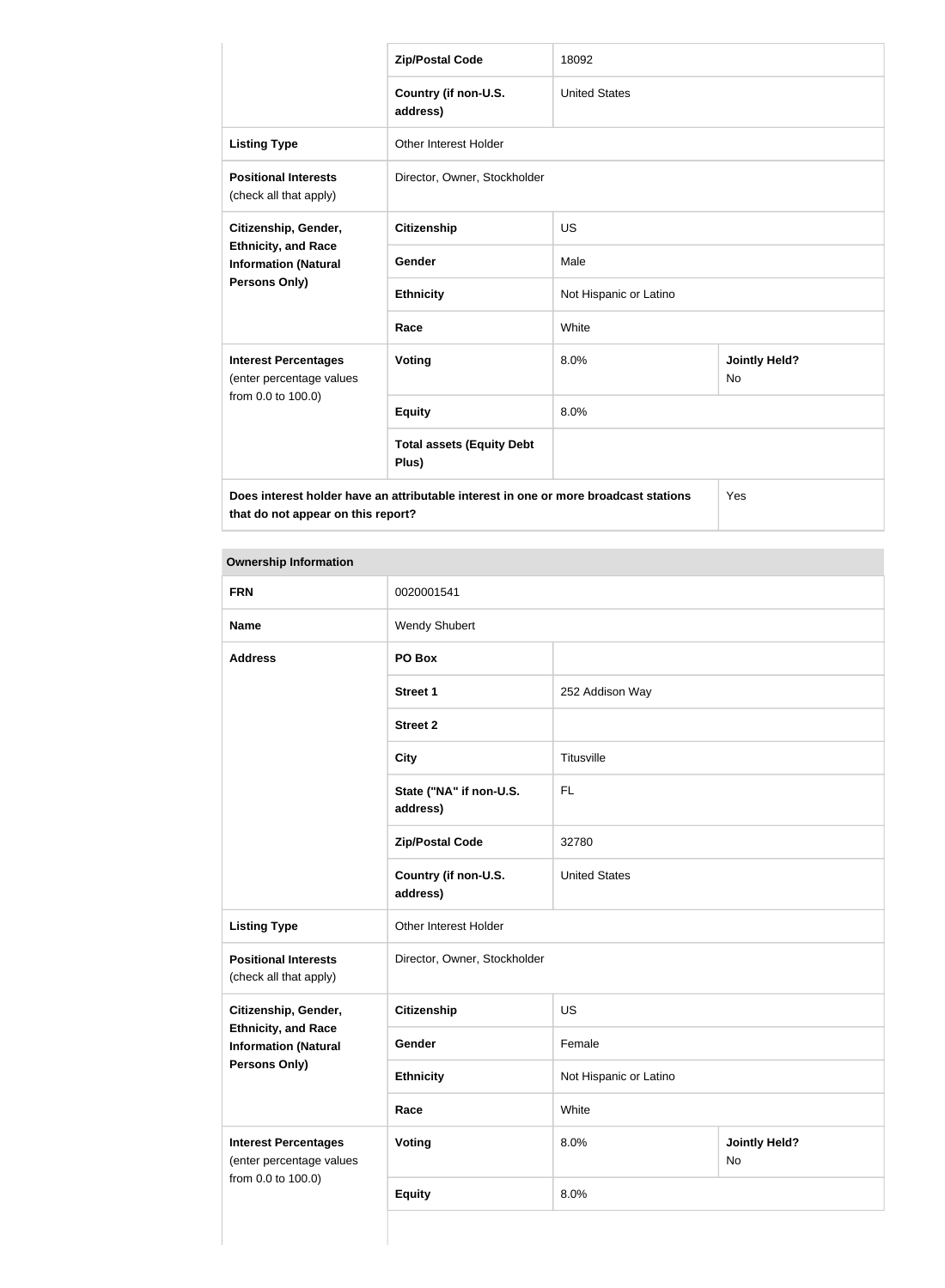| | | | |
|---|---|---|---|
| | **Zip/Postal Code** | 18092 | |
| | **Country (if non-U.S. address)** | United States | |
| **Listing Type** | Other Interest Holder | | |
| **Positional Interests** (check all that apply) | Director, Owner, Stockholder | | |
| **Citizenship, Gender, Ethnicity, and Race Information (Natural Persons Only)** | **Citizenship** | US | |
| | **Gender** | Male | |
| | **Ethnicity** | Not Hispanic or Latino | |
| | **Race** | White | |
| **Interest Percentages** (enter percentage values from 0.0 to 100.0) | **Voting** | 8.0% | **Jointly Held?** No |
| | **Equity** | 8.0% | |
| | **Total assets (Equity Debt Plus)** | | |
| **Does interest holder have an attributable interest in one or more broadcast stations that do not appear on this report?** | | | Yes |

| **Ownership Information** | | | |
|---|---|---|---|
| **FRN** | 0020001541 | | |
| **Name** | Wendy Shubert | | |
| **Address** | **PO Box** | | |
| | **Street 1** | 252 Addison Way | |
| | **Street 2** | | |
| | **City** | Titusville | |
| | **State ("NA" if non-U.S. address)** | FL | |
| | **Zip/Postal Code** | 32780 | |
| | **Country (if non-U.S. address)** | United States | |
| **Listing Type** | Other Interest Holder | | |
| **Positional Interests** (check all that apply) | Director, Owner, Stockholder | | |
| **Citizenship, Gender, Ethnicity, and Race Information (Natural Persons Only)** | **Citizenship** | US | |
| | **Gender** | Female | |
| | **Ethnicity** | Not Hispanic or Latino | |
| | **Race** | White | |
| **Interest Percentages** (enter percentage values from 0.0 to 100.0) | **Voting** | 8.0% | **Jointly Held?** No |
| | **Equity** | 8.0% | |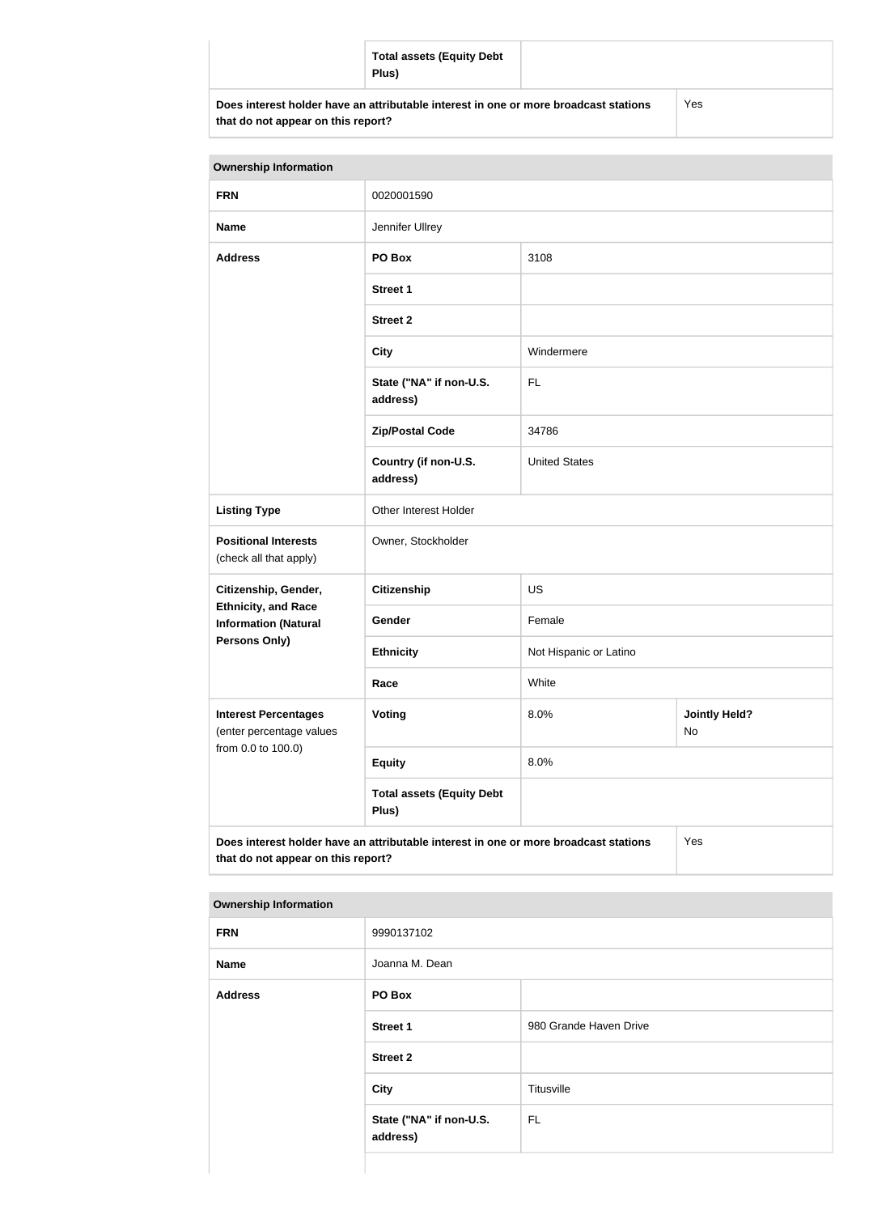| | Total assets (Equity Debt Plus) | | |
|---|---|---|---|
| **Does interest holder have an attributable interest in one or more broadcast stations that do not appear on this report?** | | | Yes |

| **Ownership Information** | | | |
|---|---|---|---|
| **FRN** | 0020001590 | | |
| **Name** | Jennifer Ullrey | | |
| **Address** | **PO Box** | 3108 | |
| | **Street 1** | | |
| | **Street 2** | | |
| | **City** | Windermere | |
| | **State ("NA" if non-U.S. address)** | FL | |
| | **Zip/Postal Code** | 34786 | |
| | **Country (if non-U.S. address)** | United States | |
| **Listing Type** | Other Interest Holder | | |
| **Positional Interests** (check all that apply) | Owner, Stockholder | | |
| **Citizenship, Gender, Ethnicity, and Race Information (Natural Persons Only)** | **Citizenship** | US | |
| | **Gender** | Female | |
| | **Ethnicity** | Not Hispanic or Latino | |
| | **Race** | White | |
| **Interest Percentages** (enter percentage values from 0.0 to 100.0) | **Voting** | 8.0% | **Jointly Held?** No |
| | **Equity** | 8.0% | |
| | **Total assets (Equity Debt Plus)** | | |
| **Does interest holder have an attributable interest in one or more broadcast stations that do not appear on this report?** | | | Yes |

| **Ownership Information** | | |
|---|---|---|
| **FRN** | 9990137102 | |
| **Name** | Joanna M. Dean | |
| **Address** | **PO Box** | |
| | **Street 1** | 980 Grande Haven Drive |
| | **Street 2** | |
| | **City** | Titusville |
| | **State ("NA" if non-U.S. address)** | FL |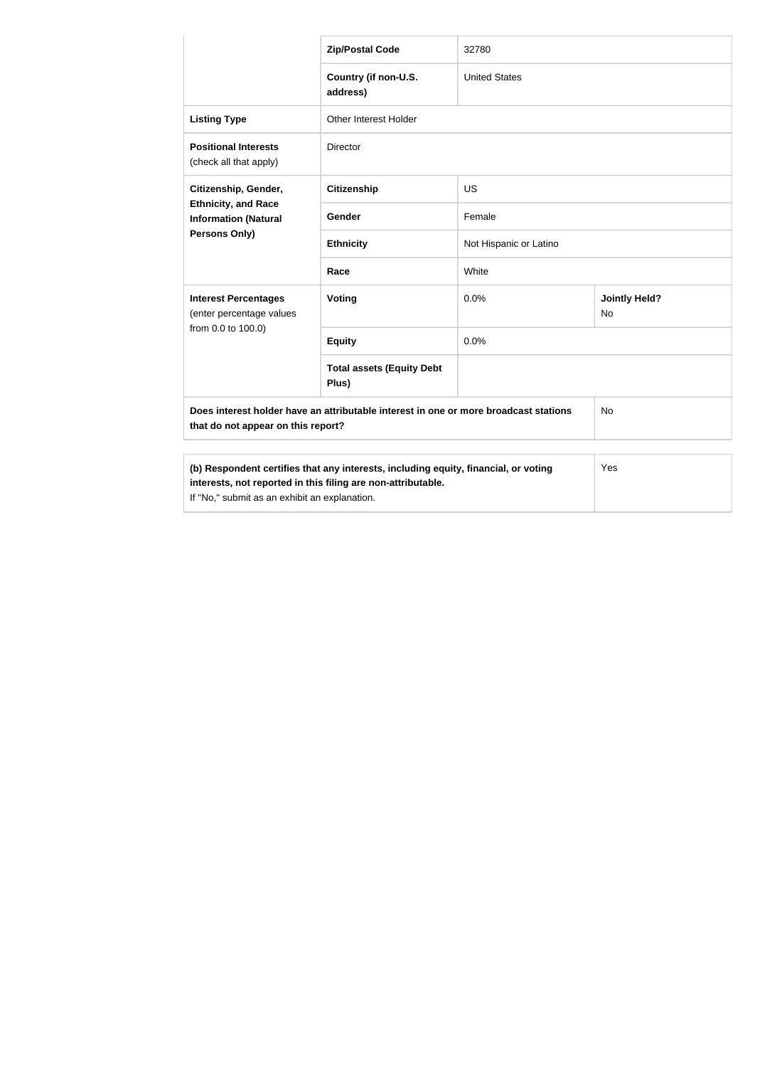| | | | |
|---|---|---|---|
| | **Zip/Postal Code** | 32780 | |
| | **Country (if non-U.S. address)** | United States | |
| **Listing Type** | Other Interest Holder | | |
| **Positional Interests** (check all that apply) | Director | | |
| **Citizenship, Gender, Ethnicity, and Race Information (Natural Persons Only)** | **Citizenship** | US | |
| | **Gender** | Female | |
| | **Ethnicity** | Not Hispanic or Latino | |
| | **Race** | White | |
| **Interest Percentages** (enter percentage values from 0.0 to 100.0) | **Voting** | 0.0% | **Jointly Held?** No |
| | **Equity** | 0.0% | |
| | **Total assets (Equity Debt Plus)** | | |
| **Does interest holder have an attributable interest in one or more broadcast stations that do not appear on this report?** | | | No |

| | |
|---|---|
| **(b) Respondent certifies that any interests, including equity, financial, or voting interests, not reported in this filing are non-attributable.** If "No," submit as an exhibit an explanation. | Yes |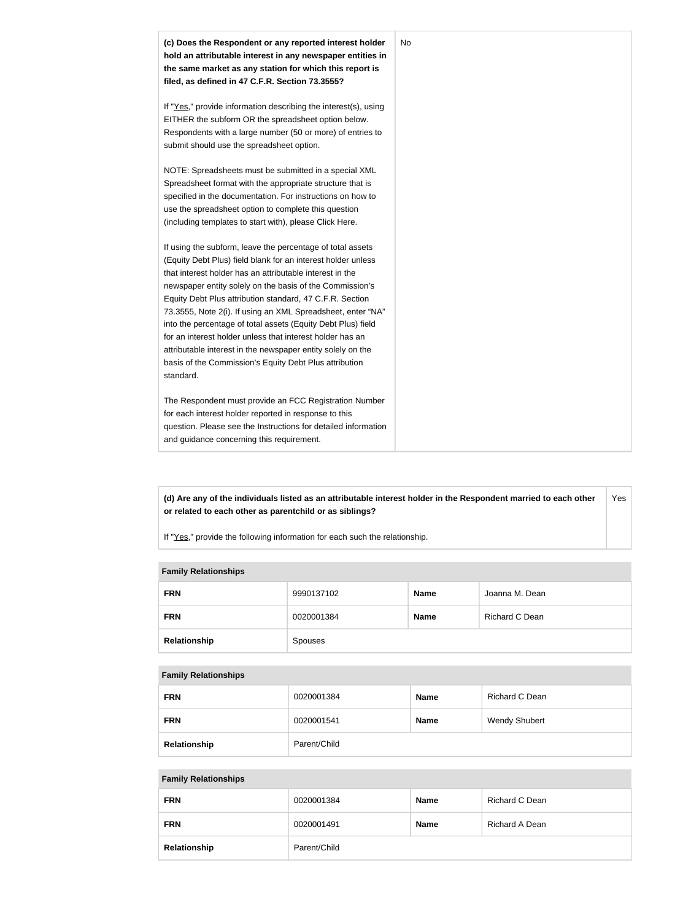| **(c) Does the Respondent or any reported interest holder hold an attributable interest in any newspaper entities in the same market as any station for which this report is filed, as defined in 47 C.F.R. Section 73.3555?**<br><br>If "Yes," provide information describing the interest(s), using EITHER the subform OR the spreadsheet option below. Respondents with a large number (50 or more) of entries to submit should use the spreadsheet option.<br><br>NOTE: Spreadsheets must be submitted in a special XML Spreadsheet format with the appropriate structure that is specified in the documentation. For instructions on how to use the spreadsheet option to complete this question (including templates to start with), please Click Here.<br><br>If using the subform, leave the percentage of total assets (Equity Debt Plus) field blank for an interest holder unless that interest holder has an attributable interest in the newspaper entity solely on the basis of the Commission's Equity Debt Plus attribution standard, 47 C.F.R. Section 73.3555, Note 2(i). If using an XML Spreadsheet, enter "NA" into the percentage of total assets (Equity Debt Plus) field for an interest holder unless that interest holder has an attributable interest in the newspaper entity solely on the basis of the Commission's Equity Debt Plus attribution standard.<br><br>The Respondent must provide an FCC Registration Number for each interest holder reported in response to this question. Please see the Instructions for detailed information and guidance concerning this requirement. | No |
|---|---|

| **(d) Are any of the individuals listed as an attributable interest holder in the Respondent married to each other or related to each other as parentchild or as siblings?**<br><br>If "Yes," provide the following information for each such the relationship. | Yes |
|---|---|

| **Family Relationships** | | | |
|---|---|---|---|
| **FRN** | 9990137102 | **Name** | Joanna M. Dean |
| **FRN** | 0020001384 | **Name** | Richard C Dean |
| **Relationship** | Spouses | | |

| **Family Relationships** | | | |
|---|---|---|---|
| **FRN** | 0020001384 | **Name** | Richard C Dean |
| **FRN** | 0020001541 | **Name** | Wendy Shubert |
| **Relationship** | Parent/Child | | |

| **Family Relationships** | | | |
|---|---|---|---|
| **FRN** | 0020001384 | **Name** | Richard C Dean |
| **FRN** | 0020001491 | **Name** | Richard A Dean |
| **Relationship** | Parent/Child | | |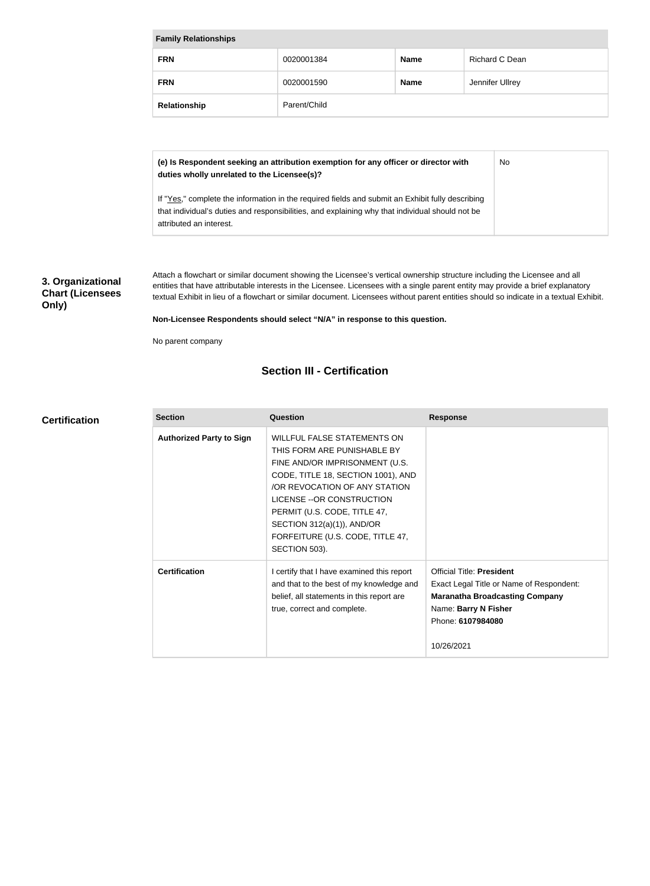| Family Relationships | | | |
|---|---|---|---|
| **FRN** | 0020001384 | **Name** | Richard C Dean |
| **FRN** | 0020001590 | **Name** | Jennifer Ullrey |
| **Relationship** | Parent/Child | | |

| | |
|---|---|
| **(e) Is Respondent seeking an attribution exemption for any officer or director with duties wholly unrelated to the Licensee(s)?**<br><br>If "Yes," complete the information in the required fields and submit an Exhibit fully describing that individual's duties and responsibilities, and explaining why that individual should not be attributed an interest. | No |

### 3. Organizational Chart (Licensees Only)

Attach a flowchart or similar document showing the Licensee's vertical ownership structure including the Licensee and all entities that have attributable interests in the Licensee. Licensees with a single parent entity may provide a brief explanatory textual Exhibit in lieu of a flowchart or similar document. Licensees without parent entities should so indicate in a textual Exhibit.

**Non-Licensee Respondents should select "N/A" in response to this question.**

No parent company

## Section III - Certification

### Certification

| Section | Question | Response |
|---|---|---|
| **Authorized Party to Sign** | WILLFUL FALSE STATEMENTS ON THIS FORM ARE PUNISHABLE BY FINE AND/OR IMPRISONMENT (U.S. CODE, TITLE 18, SECTION 1001), AND /OR REVOCATION OF ANY STATION LICENSE --OR CONSTRUCTION PERMIT (U.S. CODE, TITLE 47, SECTION 312(a)(1)), AND/OR FORFEITURE (U.S. CODE, TITLE 47, SECTION 503). | |
| **Certification** | I certify that I have examined this report and that to the best of my knowledge and belief, all statements in this report are true, correct and complete. | Official Title: **President**<br>Exact Legal Title or Name of Respondent: **Maranatha Broadcasting Company**<br>Name: **Barry N Fisher**<br>Phone: **6107984080**<br><br>10/26/2021 |